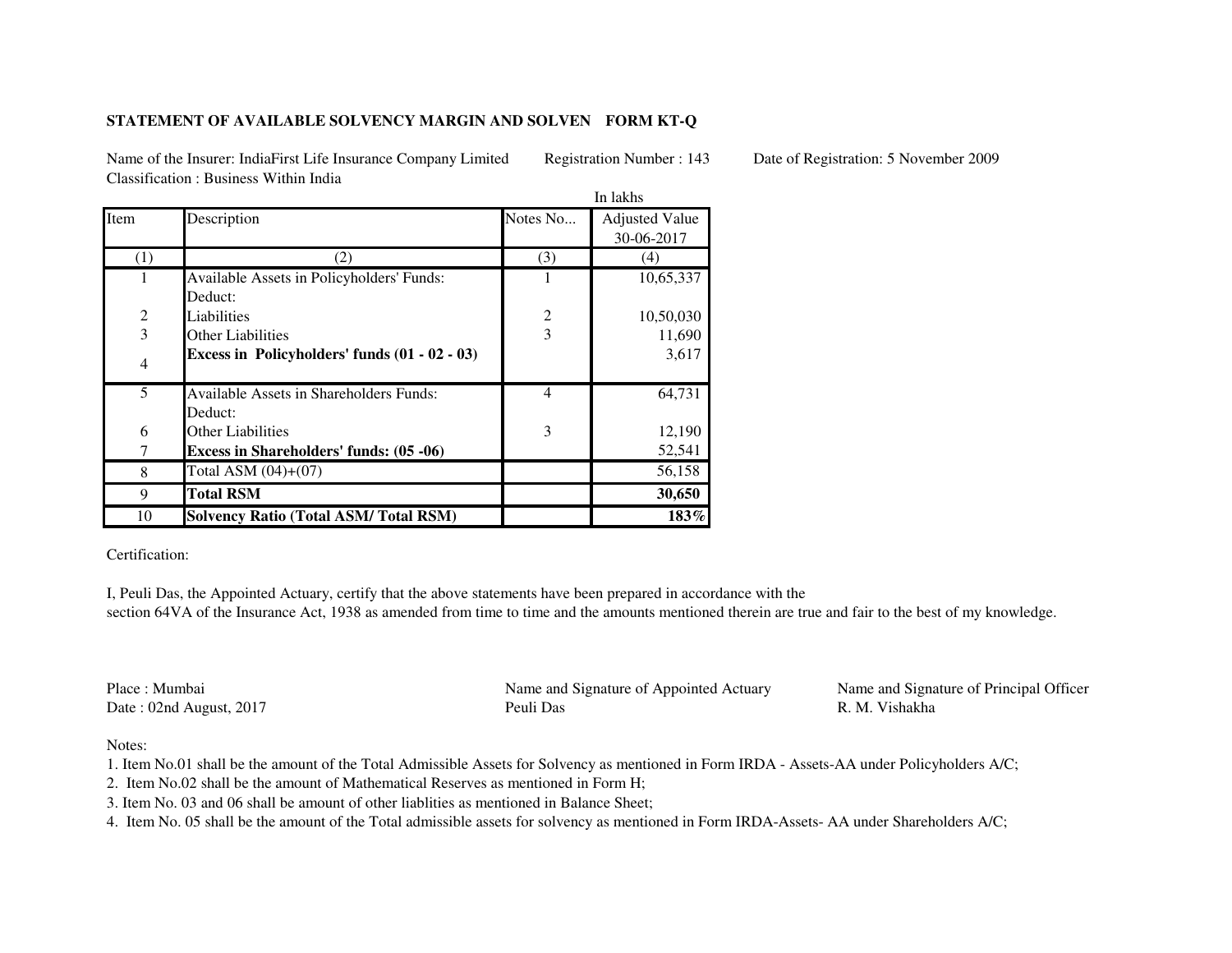**STATEMENT OF AVAILABLE SOLVENCY MARGIN AND SOLVEN FORM KT-Q**

Name of the Insurer: IndiaFirst Life Insurance Company Limited Registration Number : 143 Date of Registration: 5 November 2009
Classification : Business Within India

In lakhs

| Item | Description | Notes No... | Adjusted Value 30-06-2017 |
|---|---|---|---|
| (1) | (2) | (3) | (4) |
| 1 | Available Assets in Policyholders' Funds: | 1 | 10,65,337 |
| | Deduct: | | |
| 2 | Liabilities | 2 | 10,50,030 |
| 3 | Other Liabilities | 3 | 11,690 |
| 4 | **Excess in Policyholders' funds (01 - 02 - 03)** | | 3,617 |
| 5 | Available Assets in Shareholders Funds: | 4 | 64,731 |
| | Deduct: | | |
| 6 | Other Liabilities | 3 | 12,190 |
| 7 | **Excess in Shareholders' funds: (05 -06)** | | 52,541 |
| 8 | Total ASM (04)+(07) | | 56,158 |
| 9 | **Total RSM** | | **30,650** |
| 10 | **Solvency Ratio (Total ASM/ Total RSM)** | | **183%** |

Certification:

I, Peuli Das, the Appointed Actuary, certify that the above statements have been prepared in accordance with the section 64VA of the Insurance Act, 1938 as amended from time to time and the amounts mentioned therein are true and fair to the best of my knowledge.

Place : Mumbai
Date : 02nd August, 2017

Name and Signature of Appointed Actuary
Peuli Das

Name and Signature of Principal Officer
R. M. Vishakha

Notes:

1. Item No.01 shall be the amount of the Total Admissible Assets for Solvency as mentioned in Form IRDA - Assets-AA under Policyholders A/C;
2. Item No.02 shall be the amount of Mathematical Reserves as mentioned in Form H;
3. Item No. 03 and 06 shall be amount of other liablities as mentioned in Balance Sheet;
4. Item No. 05 shall be the amount of the Total admissible assets for solvency as mentioned in Form IRDA-Assets- AA under Shareholders A/C;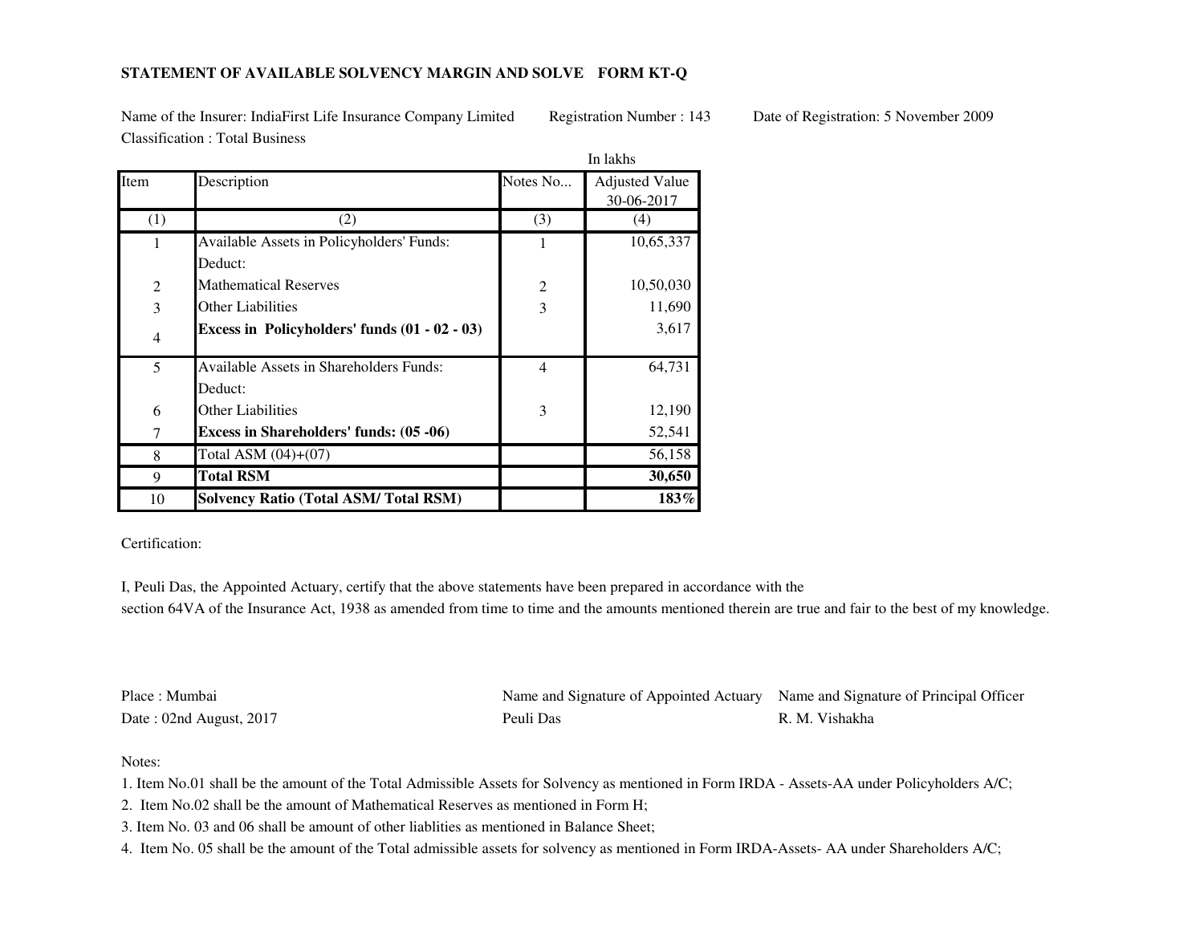**STATEMENT OF AVAILABLE SOLVENCY MARGIN AND SOLVE FORM KT-Q**

Name of the Insurer: IndiaFirst Life Insurance Company Limited Registration Number : 143 Date of Registration: 5 November 2009

Classification : Total Business

In lakhs

| Item | Description | Notes No... | Adjusted Value 30-06-2017 |
|---|---|---|---|
| (1) | (2) | (3) | (4) |
| 1 | Available Assets in Policyholders' Funds: | 1 | 10,65,337 |
| | Deduct: | | |
| 2 | Mathematical Reserves | 2 | 10,50,030 |
| 3 | Other Liabilities | 3 | 11,690 |
| 4 | **Excess in Policyholders' funds (01 - 02 - 03)** | | 3,617 |
| 5 | Available Assets in Shareholders Funds: | 4 | 64,731 |
| | Deduct: | | |
| 6 | Other Liabilities | 3 | 12,190 |
| 7 | **Excess in Shareholders' funds: (05 -06)** | | 52,541 |
| 8 | Total ASM (04)+(07) | | 56,158 |
| 9 | **Total RSM** | | **30,650** |
| 10 | **Solvency Ratio (Total ASM/ Total RSM)** | | **183%** |

Certification:

I, Peuli Das, the Appointed Actuary, certify that the above statements have been prepared in accordance with the section 64VA of the Insurance Act, 1938 as amended from time to time and the amounts mentioned therein are true and fair to the best of my knowledge.

Place : Mumbai

Date : 02nd August, 2017

Name and Signature of Appointed Actuary: Peuli Das

Name and Signature of Principal Officer: R. M. Vishakha

Notes:

1. Item No.01 shall be the amount of the Total Admissible Assets for Solvency as mentioned in Form IRDA - Assets-AA under Policyholders A/C;
2. Item No.02 shall be the amount of Mathematical Reserves as mentioned in Form H;
3. Item No. 03 and 06 shall be amount of other liablities as mentioned in Balance Sheet;
4. Item No. 05 shall be the amount of the Total admissible assets for solvency as mentioned in Form IRDA-Assets- AA under Shareholders A/C;